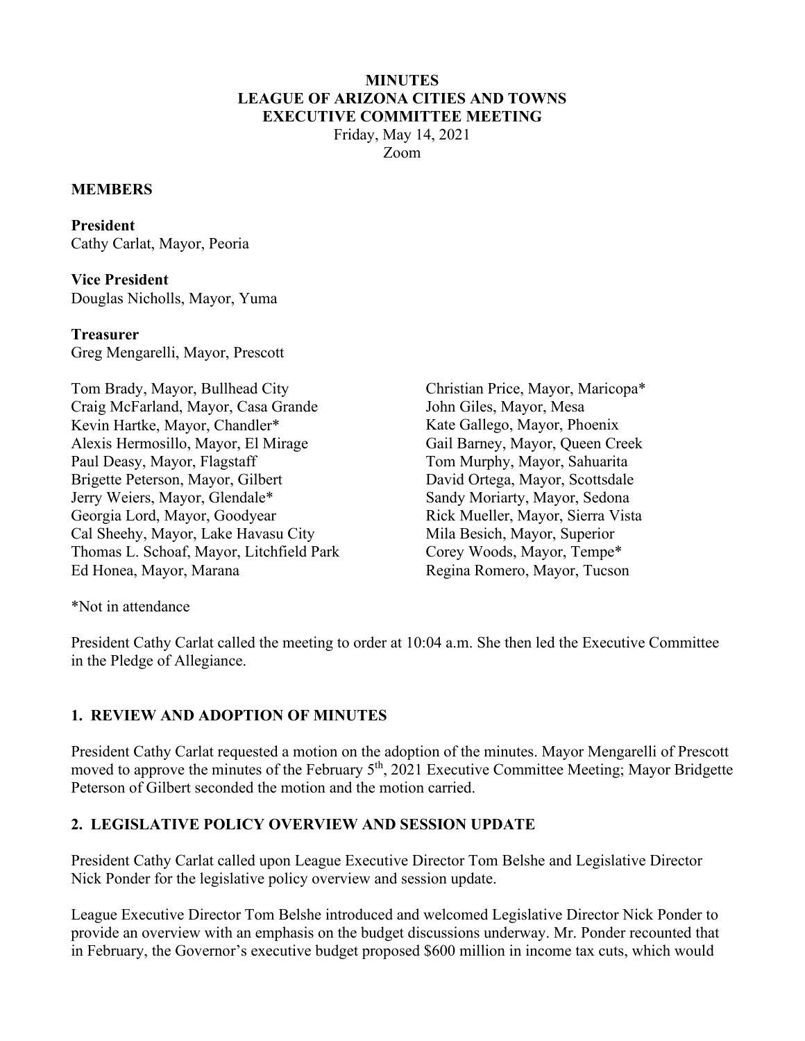# MINUTES
# LEAGUE OF ARIZONA CITIES AND TOWNS
# EXECUTIVE COMMITTEE MEETING

Friday, May 14, 2021
Zoom

## MEMBERS

**President**
Cathy Carlat, Mayor, Peoria

**Vice President**
Douglas Nicholls, Mayor, Yuma

**Treasurer**
Greg Mengarelli, Mayor, Prescott

Tom Brady, Mayor, Bullhead City
Craig McFarland, Mayor, Casa Grande
Kevin Hartke, Mayor, Chandler*
Alexis Hermosillo, Mayor, El Mirage
Paul Deasy, Mayor, Flagstaff
Brigette Peterson, Mayor, Gilbert
Jerry Weiers, Mayor, Glendale*
Georgia Lord, Mayor, Goodyear
Cal Sheehy, Mayor, Lake Havasu City
Thomas L. Schoaf, Mayor, Litchfield Park
Ed Honea, Mayor, Marana
Christian Price, Mayor, Maricopa*
John Giles, Mayor, Mesa
Kate Gallego, Mayor, Phoenix
Gail Barney, Mayor, Queen Creek
Tom Murphy, Mayor, Sahuarita
David Ortega, Mayor, Scottsdale
Sandy Moriarty, Mayor, Sedona
Rick Mueller, Mayor, Sierra Vista
Mila Besich, Mayor, Superior
Corey Woods, Mayor, Tempe*
Regina Romero, Mayor, Tucson

*Not in attendance

President Cathy Carlat called the meeting to order at 10:04 a.m. She then led the Executive Committee in the Pledge of Allegiance.

## 1. REVIEW AND ADOPTION OF MINUTES

President Cathy Carlat requested a motion on the adoption of the minutes. Mayor Mengarelli of Prescott moved to approve the minutes of the February 5th, 2021 Executive Committee Meeting; Mayor Bridgette Peterson of Gilbert seconded the motion and the motion carried.

## 2. LEGISLATIVE POLICY OVERVIEW AND SESSION UPDATE

President Cathy Carlat called upon League Executive Director Tom Belshe and Legislative Director Nick Ponder for the legislative policy overview and session update.

League Executive Director Tom Belshe introduced and welcomed Legislative Director Nick Ponder to provide an overview with an emphasis on the budget discussions underway. Mr. Ponder recounted that in February, the Governor's executive budget proposed $600 million in income tax cuts, which would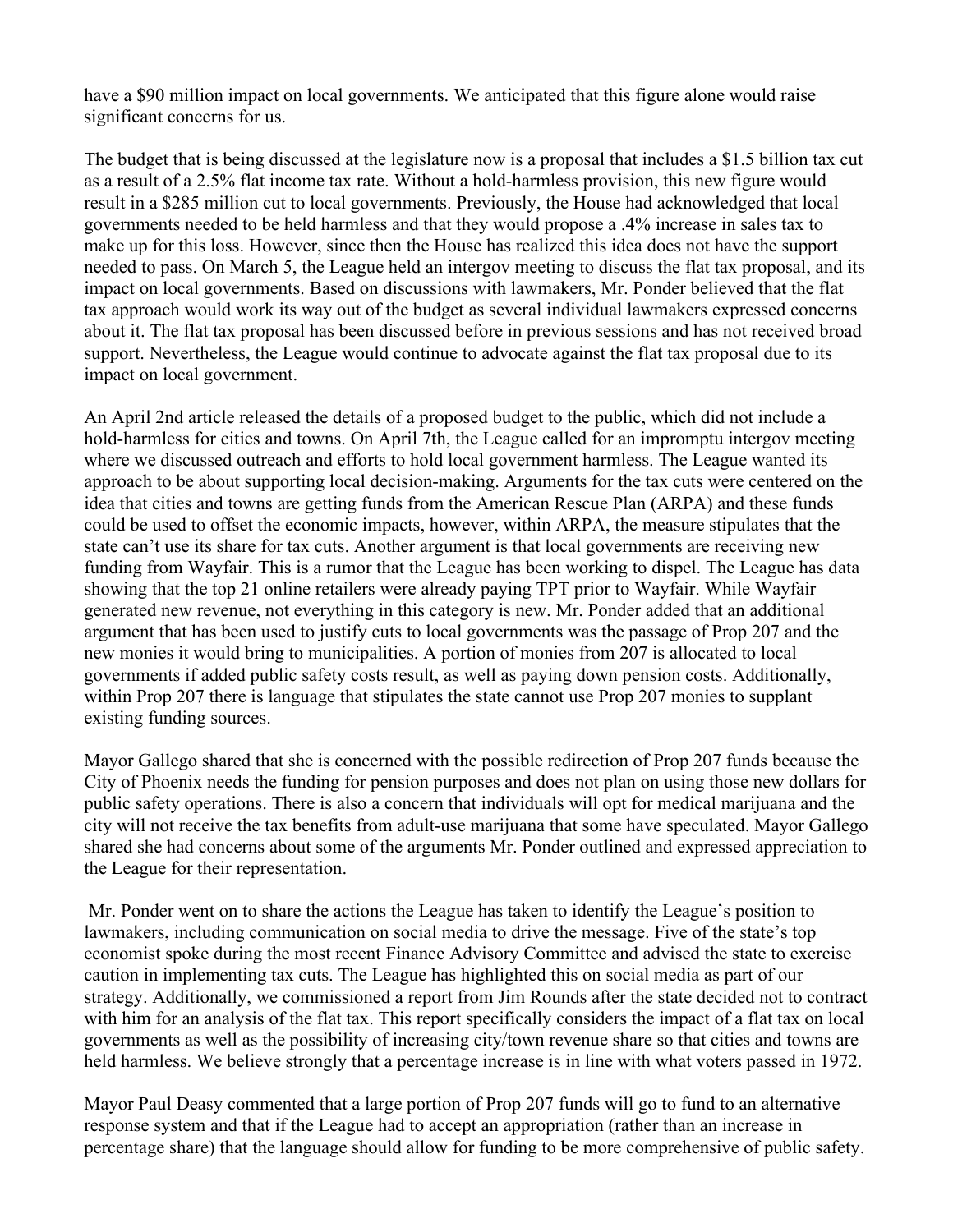have a $90 million impact on local governments. We anticipated that this figure alone would raise significant concerns for us.

The budget that is being discussed at the legislature now is a proposal that includes a $1.5 billion tax cut as a result of a 2.5% flat income tax rate. Without a hold-harmless provision, this new figure would result in a $285 million cut to local governments. Previously, the House had acknowledged that local governments needed to be held harmless and that they would propose a .4% increase in sales tax to make up for this loss. However, since then the House has realized this idea does not have the support needed to pass. On March 5, the League held an intergov meeting to discuss the flat tax proposal, and its impact on local governments. Based on discussions with lawmakers, Mr. Ponder believed that the flat tax approach would work its way out of the budget as several individual lawmakers expressed concerns about it. The flat tax proposal has been discussed before in previous sessions and has not received broad support. Nevertheless, the League would continue to advocate against the flat tax proposal due to its impact on local government.

An April 2nd article released the details of a proposed budget to the public, which did not include a hold-harmless for cities and towns. On April 7th, the League called for an impromptu intergov meeting where we discussed outreach and efforts to hold local government harmless. The League wanted its approach to be about supporting local decision-making. Arguments for the tax cuts were centered on the idea that cities and towns are getting funds from the American Rescue Plan (ARPA) and these funds could be used to offset the economic impacts, however, within ARPA, the measure stipulates that the state can't use its share for tax cuts. Another argument is that local governments are receiving new funding from Wayfair. This is a rumor that the League has been working to dispel. The League has data showing that the top 21 online retailers were already paying TPT prior to Wayfair. While Wayfair generated new revenue, not everything in this category is new. Mr. Ponder added that an additional argument that has been used to justify cuts to local governments was the passage of Prop 207 and the new monies it would bring to municipalities. A portion of monies from 207 is allocated to local governments if added public safety costs result, as well as paying down pension costs. Additionally, within Prop 207 there is language that stipulates the state cannot use Prop 207 monies to supplant existing funding sources.

Mayor Gallego shared that she is concerned with the possible redirection of Prop 207 funds because the City of Phoenix needs the funding for pension purposes and does not plan on using those new dollars for public safety operations. There is also a concern that individuals will opt for medical marijuana and the city will not receive the tax benefits from adult-use marijuana that some have speculated. Mayor Gallego shared she had concerns about some of the arguments Mr. Ponder outlined and expressed appreciation to the League for their representation.

Mr. Ponder went on to share the actions the League has taken to identify the League's position to lawmakers, including communication on social media to drive the message. Five of the state's top economist spoke during the most recent Finance Advisory Committee and advised the state to exercise caution in implementing tax cuts. The League has highlighted this on social media as part of our strategy. Additionally, we commissioned a report from Jim Rounds after the state decided not to contract with him for an analysis of the flat tax. This report specifically considers the impact of a flat tax on local governments as well as the possibility of increasing city/town revenue share so that cities and towns are held harmless. We believe strongly that a percentage increase is in line with what voters passed in 1972.

Mayor Paul Deasy commented that a large portion of Prop 207 funds will go to fund to an alternative response system and that if the League had to accept an appropriation (rather than an increase in percentage share) that the language should allow for funding to be more comprehensive of public safety.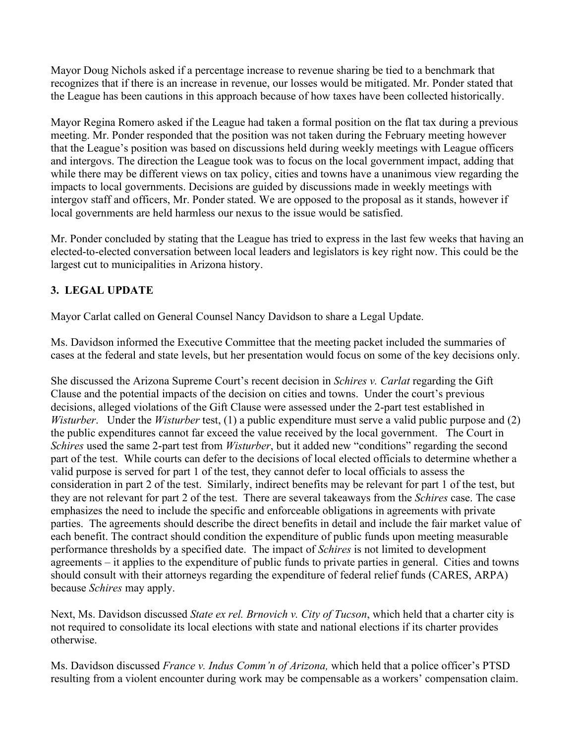Mayor Doug Nichols asked if a percentage increase to revenue sharing be tied to a benchmark that recognizes that if there is an increase in revenue, our losses would be mitigated. Mr. Ponder stated that the League has been cautions in this approach because of how taxes have been collected historically.

Mayor Regina Romero asked if the League had taken a formal position on the flat tax during a previous meeting. Mr. Ponder responded that the position was not taken during the February meeting however that the League's position was based on discussions held during weekly meetings with League officers and intergovs. The direction the League took was to focus on the local government impact, adding that while there may be different views on tax policy, cities and towns have a unanimous view regarding the impacts to local governments. Decisions are guided by discussions made in weekly meetings with intergov staff and officers, Mr. Ponder stated. We are opposed to the proposal as it stands, however if local governments are held harmless our nexus to the issue would be satisfied.

Mr. Ponder concluded by stating that the League has tried to express in the last few weeks that having an elected-to-elected conversation between local leaders and legislators is key right now. This could be the largest cut to municipalities in Arizona history.

## 3. LEGAL UPDATE

Mayor Carlat called on General Counsel Nancy Davidson to share a Legal Update.

Ms. Davidson informed the Executive Committee that the meeting packet included the summaries of cases at the federal and state levels, but her presentation would focus on some of the key decisions only.

She discussed the Arizona Supreme Court's recent decision in *Schires v. Carlat* regarding the Gift Clause and the potential impacts of the decision on cities and towns. Under the court's previous decisions, alleged violations of the Gift Clause were assessed under the 2-part test established in *Wisturber*. Under the *Wisturber* test, (1) a public expenditure must serve a valid public purpose and (2) the public expenditures cannot far exceed the value received by the local government. The Court in *Schires* used the same 2-part test from *Wisturber*, but it added new "conditions" regarding the second part of the test. While courts can defer to the decisions of local elected officials to determine whether a valid purpose is served for part 1 of the test, they cannot defer to local officials to assess the consideration in part 2 of the test. Similarly, indirect benefits may be relevant for part 1 of the test, but they are not relevant for part 2 of the test. There are several takeaways from the *Schires* case. The case emphasizes the need to include the specific and enforceable obligations in agreements with private parties. The agreements should describe the direct benefits in detail and include the fair market value of each benefit. The contract should condition the expenditure of public funds upon meeting measurable performance thresholds by a specified date. The impact of *Schires* is not limited to development agreements – it applies to the expenditure of public funds to private parties in general. Cities and towns should consult with their attorneys regarding the expenditure of federal relief funds (CARES, ARPA) because *Schires* may apply.

Next, Ms. Davidson discussed *State ex rel. Brnovich v. City of Tucson*, which held that a charter city is not required to consolidate its local elections with state and national elections if its charter provides otherwise.

Ms. Davidson discussed *France v. Indus Comm'n of Arizona,* which held that a police officer's PTSD resulting from a violent encounter during work may be compensable as a workers' compensation claim.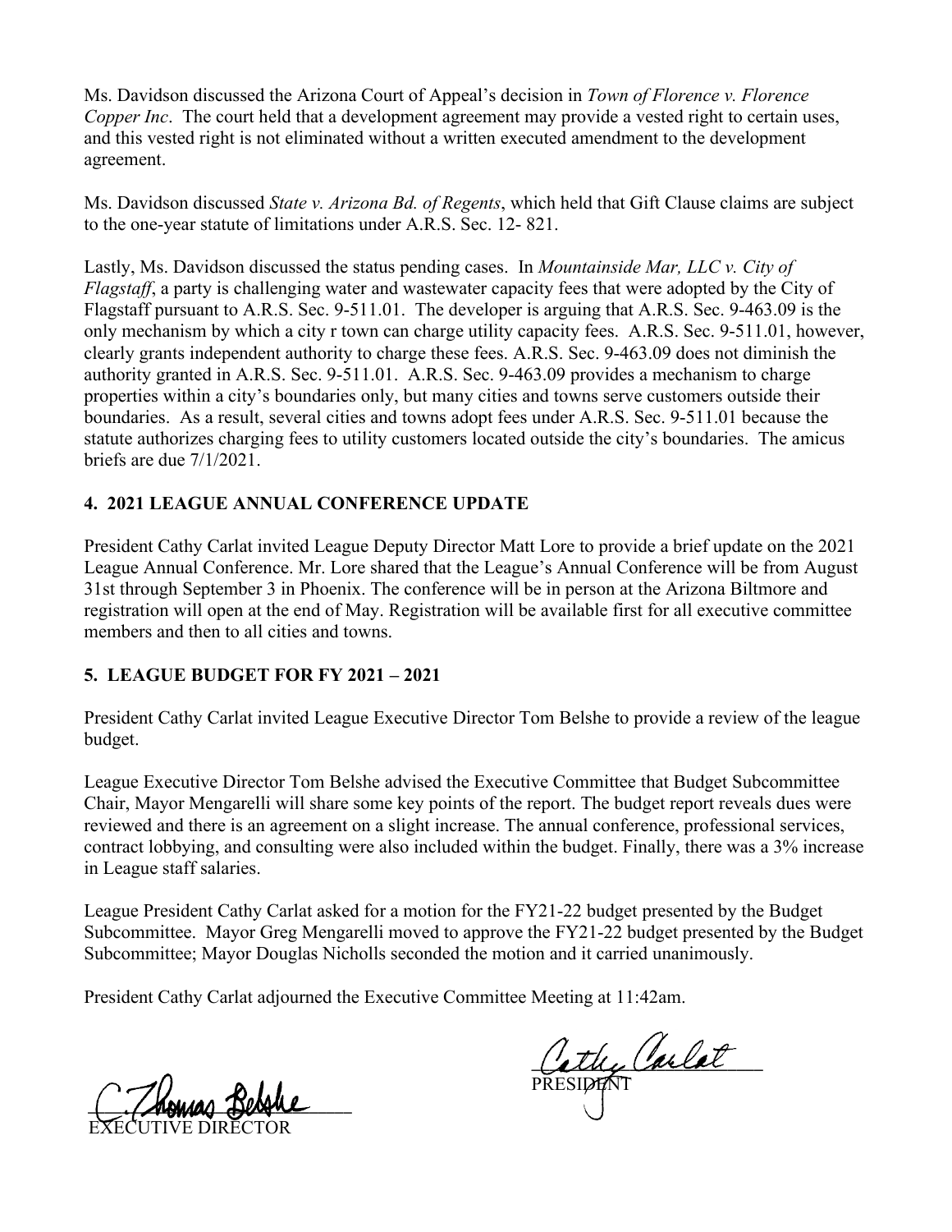Ms. Davidson discussed the Arizona Court of Appeal's decision in *Town of Florence v. Florence Copper Inc*. The court held that a development agreement may provide a vested right to certain uses, and this vested right is not eliminated without a written executed amendment to the development agreement.

Ms. Davidson discussed *State v. Arizona Bd. of Regents*, which held that Gift Clause claims are subject to the one-year statute of limitations under A.R.S. Sec. 12- 821.

Lastly, Ms. Davidson discussed the status pending cases. In *Mountainside Mar, LLC v. City of Flagstaff*, a party is challenging water and wastewater capacity fees that were adopted by the City of Flagstaff pursuant to A.R.S. Sec. 9-511.01. The developer is arguing that A.R.S. Sec. 9-463.09 is the only mechanism by which a city r town can charge utility capacity fees. A.R.S. Sec. 9-511.01, however, clearly grants independent authority to charge these fees. A.R.S. Sec. 9-463.09 does not diminish the authority granted in A.R.S. Sec. 9-511.01. A.R.S. Sec. 9-463.09 provides a mechanism to charge properties within a city's boundaries only, but many cities and towns serve customers outside their boundaries. As a result, several cities and towns adopt fees under A.R.S. Sec. 9-511.01 because the statute authorizes charging fees to utility customers located outside the city's boundaries. The amicus briefs are due 7/1/2021.

## 4. 2021 LEAGUE ANNUAL CONFERENCE UPDATE

President Cathy Carlat invited League Deputy Director Matt Lore to provide a brief update on the 2021 League Annual Conference. Mr. Lore shared that the League's Annual Conference will be from August 31st through September 3 in Phoenix. The conference will be in person at the Arizona Biltmore and registration will open at the end of May. Registration will be available first for all executive committee members and then to all cities and towns.

## 5. LEAGUE BUDGET FOR FY 2021 – 2021

President Cathy Carlat invited League Executive Director Tom Belshe to provide a review of the league budget.

League Executive Director Tom Belshe advised the Executive Committee that Budget Subcommittee Chair, Mayor Mengarelli will share some key points of the report. The budget report reveals dues were reviewed and there is an agreement on a slight increase. The annual conference, professional services, contract lobbying, and consulting were also included within the budget. Finally, there was a 3% increase in League staff salaries.

League President Cathy Carlat asked for a motion for the FY21-22 budget presented by the Budget Subcommittee. Mayor Greg Mengarelli moved to approve the FY21-22 budget presented by the Budget Subcommittee; Mayor Douglas Nicholls seconded the motion and it carried unanimously.

President Cathy Carlat adjourned the Executive Committee Meeting at 11:42am.

C. Thomas Belshe
EXECUTIVE DIRECTOR

Cathy Carlat
PRESIDENT